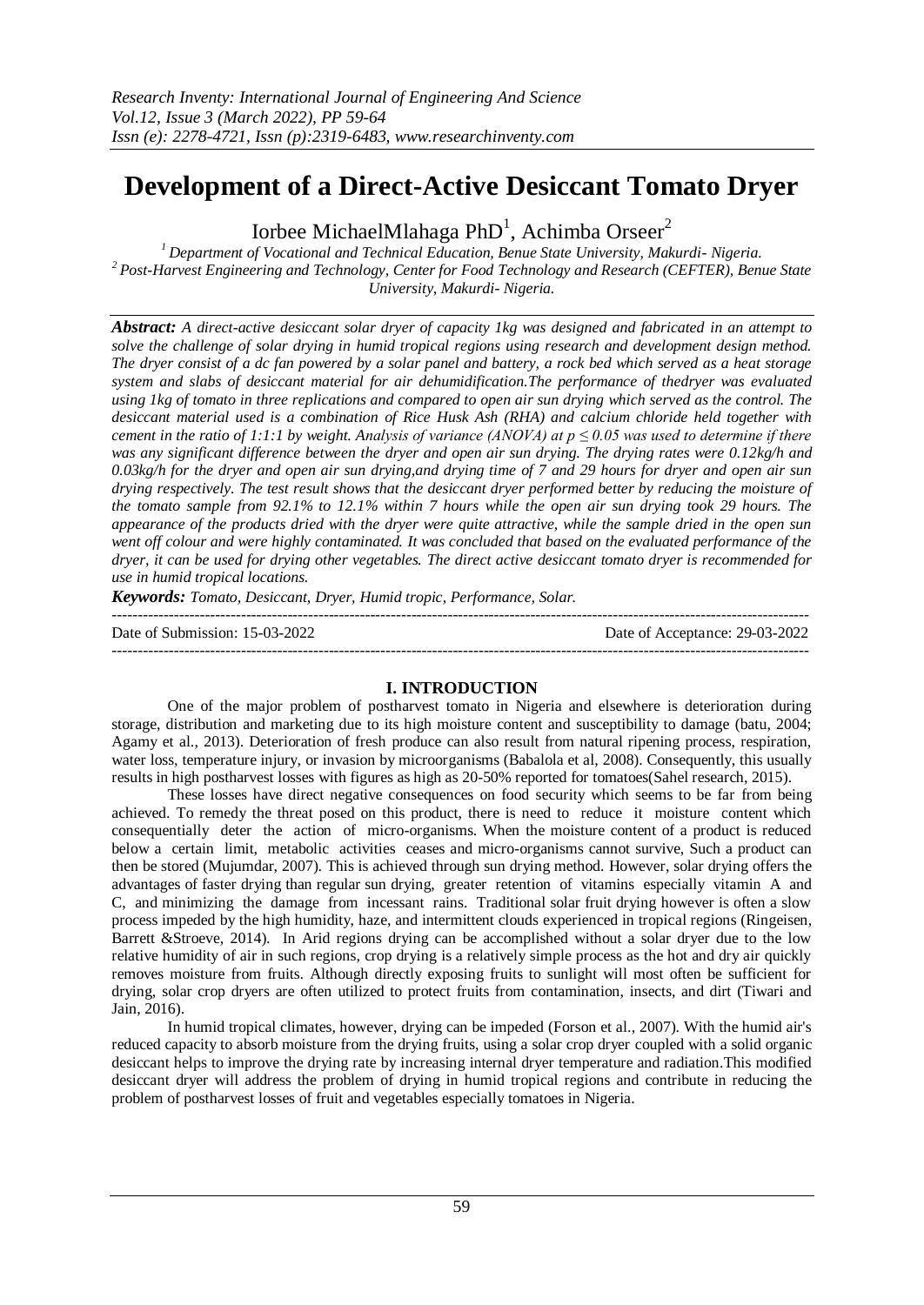# Development of a Direct-Active Desiccant Tomato Dryer

Iorbee MichaelMlahaga PhD[1], Achimba Orseer[2]

[1] *Department of Vocational and Technical Education, Benue State University, Makurdi- Nigeria.*
[2] *Post-Harvest Engineering and Technology, Center for Food Technology and Research (CEFTER), Benue State University, Makurdi- Nigeria.*

***Abstract:*** *A direct-active desiccant solar dryer of capacity 1kg was designed and fabricated in an attempt to solve the challenge of solar drying in humid tropical regions using research and development design method. The dryer consist of a dc fan powered by a solar panel and battery, a rock bed which served as a heat storage system and slabs of desiccant material for air dehumidification.The performance of thedryer was evaluated using 1kg of tomato in three replications and compared to open air sun drying which served as the control. The desiccant material used is a combination of Rice Husk Ash (RHA) and calcium chloride held together with cement in the ratio of 1:1:1 by weight. Analysis of variance (ANOVA) at $p \leq 0.05$ was used to determine if there was any significant difference between the dryer and open air sun drying. The drying rates were 0.12kg/h and 0.03kg/h for the dryer and open air sun drying,and drying time of 7 and 29 hours for dryer and open air sun drying respectively. The test result shows that the desiccant dryer performed better by reducing the moisture of the tomato sample from 92.1% to 12.1% within 7 hours while the open air sun drying took 29 hours. The appearance of the products dried with the dryer were quite attractive, while the sample dried in the open sun went off colour and were highly contaminated. It was concluded that based on the evaluated performance of the dryer, it can be used for drying other vegetables. The direct active desiccant tomato dryer is recommended for use in humid tropical locations.*

***Keywords:*** *Tomato, Desiccant, Dryer, Humid tropic, Performance, Solar.*

---

Date of Submission: 15-03-2022 | Date of Acceptance: 29-03-2022

---

## I. INTRODUCTION

One of the major problem of postharvest tomato in Nigeria and elsewhere is deterioration during storage, distribution and marketing due to its high moisture content and susceptibility to damage (batu, 2004; Agamy et al., 2013). Deterioration of fresh produce can also result from natural ripening process, respiration, water loss, temperature injury, or invasion by microorganisms (Babalola et al, 2008). Consequently, this usually results in high postharvest losses with figures as high as 20-50% reported for tomatoes(Sahel research, 2015).

These losses have direct negative consequences on food security which seems to be far from being achieved. To remedy the threat posed on this product, there is need to reduce it moisture content which consequentially deter the action of micro-organisms. When the moisture content of a product is reduced below a certain limit, metabolic activities ceases and micro-organisms cannot survive, Such a product can then be stored (Mujumdar, 2007). This is achieved through sun drying method. However, solar drying offers the advantages of faster drying than regular sun drying, greater retention of vitamins especially vitamin A and C, and minimizing the damage from incessant rains. Traditional solar fruit drying however is often a slow process impeded by the high humidity, haze, and intermittent clouds experienced in tropical regions (Ringeisen, Barrett &Stroeve, 2014). In Arid regions drying can be accomplished without a solar dryer due to the low relative humidity of air in such regions, crop drying is a relatively simple process as the hot and dry air quickly removes moisture from fruits. Although directly exposing fruits to sunlight will most often be sufficient for drying, solar crop dryers are often utilized to protect fruits from contamination, insects, and dirt (Tiwari and Jain, 2016).

In humid tropical climates, however, drying can be impeded (Forson et al., 2007). With the humid air's reduced capacity to absorb moisture from the drying fruits, using a solar crop dryer coupled with a solid organic desiccant helps to improve the drying rate by increasing internal dryer temperature and radiation.This modified desiccant dryer will address the problem of drying in humid tropical regions and contribute in reducing the problem of postharvest losses of fruit and vegetables especially tomatoes in Nigeria.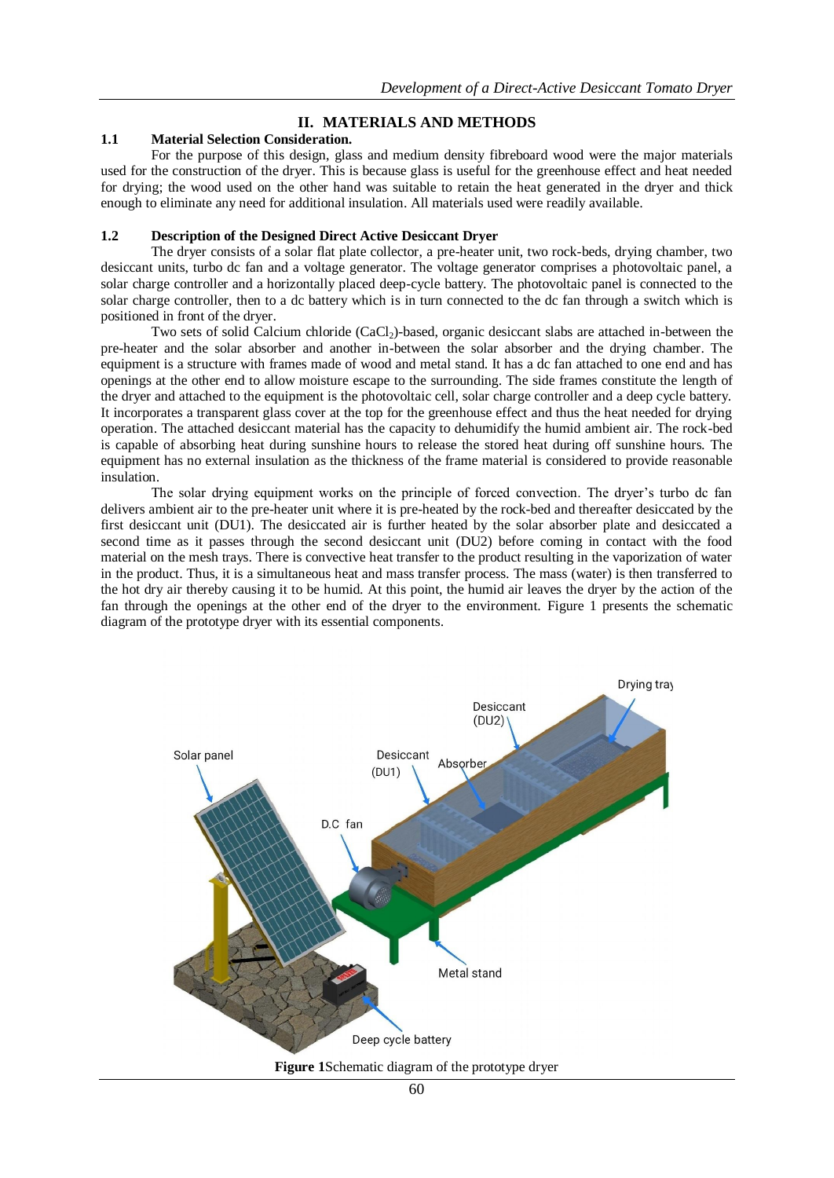## II. MATERIALS AND METHODS

### 1.1 Material Selection Consideration.

For the purpose of this design, glass and medium density fibreboard wood were the major materials used for the construction of the dryer. This is because glass is useful for the greenhouse effect and heat needed for drying; the wood used on the other hand was suitable to retain the heat generated in the dryer and thick enough to eliminate any need for additional insulation. All materials used were readily available.

### 1.2 Description of the Designed Direct Active Desiccant Dryer

The dryer consists of a solar flat plate collector, a pre-heater unit, two rock-beds, drying chamber, two desiccant units, turbo dc fan and a voltage generator. The voltage generator comprises a photovoltaic panel, a solar charge controller and a horizontally placed deep-cycle battery. The photovoltaic panel is connected to the solar charge controller, then to a dc battery which is in turn connected to the dc fan through a switch which is positioned in front of the dryer.

Two sets of solid Calcium chloride ($CaCl_2$)-based, organic desiccant slabs are attached in-between the pre-heater and the solar absorber and another in-between the solar absorber and the drying chamber. The equipment is a structure with frames made of wood and metal stand. It has a dc fan attached to one end and has openings at the other end to allow moisture escape to the surrounding. The side frames constitute the length of the dryer and attached to the equipment is the photovoltaic cell, solar charge controller and a deep cycle battery. It incorporates a transparent glass cover at the top for the greenhouse effect and thus the heat needed for drying operation. The attached desiccant material has the capacity to dehumidify the humid ambient air. The rock-bed is capable of absorbing heat during sunshine hours to release the stored heat during off sunshine hours. The equipment has no external insulation as the thickness of the frame material is considered to provide reasonable insulation.

The solar drying equipment works on the principle of forced convection. The dryer's turbo dc fan delivers ambient air to the pre-heater unit where it is pre-heated by the rock-bed and thereafter desiccated by the first desiccant unit (DU1). The desiccated air is further heated by the solar absorber plate and desiccated a second time as it passes through the second desiccant unit (DU2) before coming in contact with the food material on the mesh trays. There is convective heat transfer to the product resulting in the vaporization of water in the product. Thus, it is a simultaneous heat and mass transfer process. The mass (water) is then transferred to the hot dry air thereby causing it to be humid. At this point, the humid air leaves the dryer by the action of the fan through the openings at the other end of the dryer to the environment. Figure 1 presents the schematic diagram of the prototype dryer with its essential components.

**Figure 1**Schematic diagram of the prototype dryer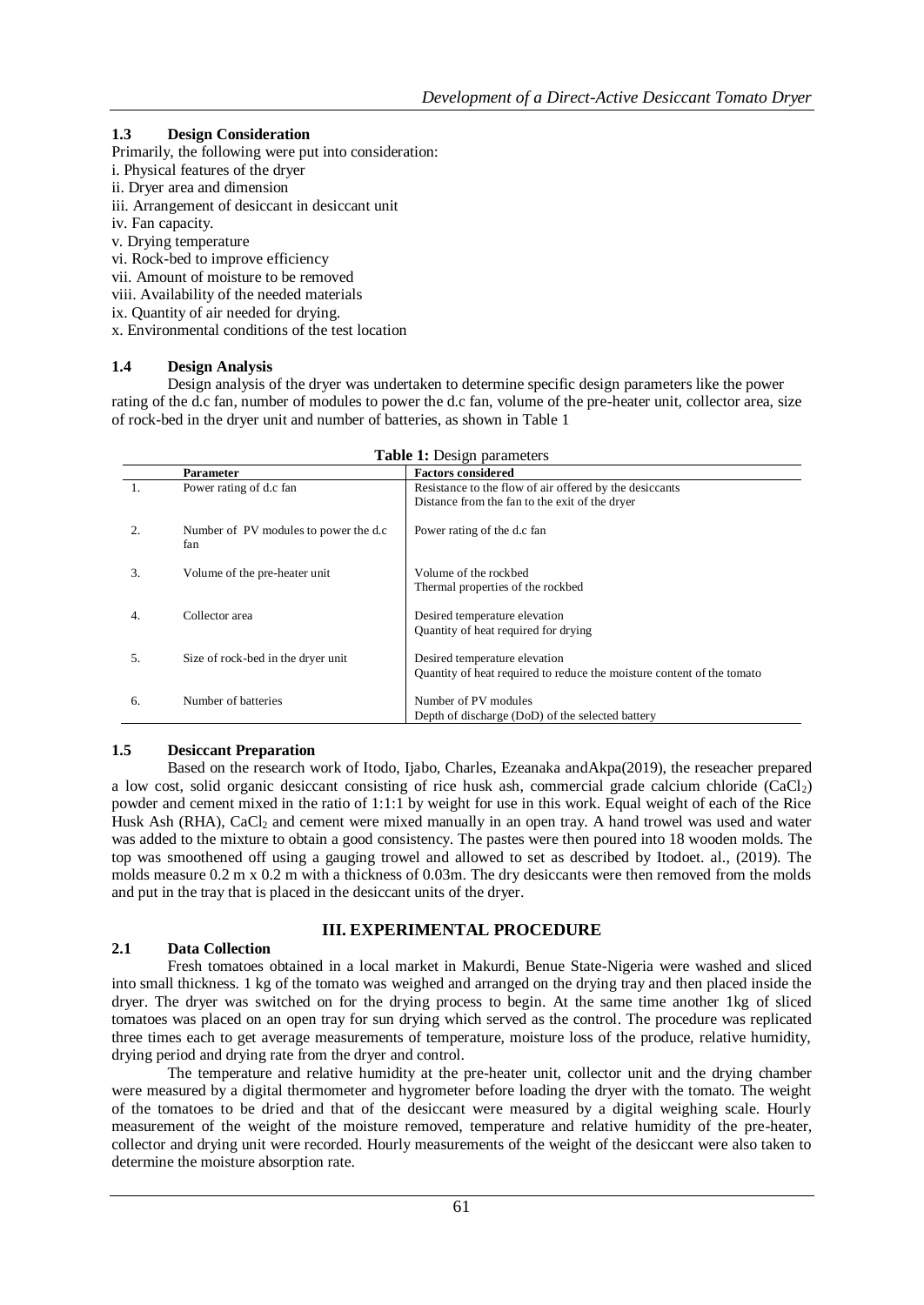### 1.3 Design Consideration

Primarily, the following were put into consideration:

i. Physical features of the dryer
ii. Dryer area and dimension
iii. Arrangement of desiccant in desiccant unit
iv. Fan capacity.
v. Drying temperature
vi. Rock-bed to improve efficiency
vii. Amount of moisture to be removed
viii. Availability of the needed materials
ix. Quantity of air needed for drying.
x. Environmental conditions of the test location

### 1.4 Design Analysis

Design analysis of the dryer was undertaken to determine specific design parameters like the power rating of the d.c fan, number of modules to power the d.c fan, volume of the pre-heater unit, collector area, size of rock-bed in the dryer unit and number of batteries, as shown in Table 1

**Table 1:** Design parameters

| | Parameter | Factors considered |
|---|---|---|
| 1. | Power rating of d.c fan | Resistance to the flow of air offered by the desiccants<br>Distance from the fan to the exit of the dryer |
| 2. | Number of PV modules to power the d.c fan | Power rating of the d.c fan |
| 3. | Volume of the pre-heater unit | Volume of the rockbed<br>Thermal properties of the rockbed |
| 4. | Collector area | Desired temperature elevation<br>Quantity of heat required for drying |
| 5. | Size of rock-bed in the dryer unit | Desired temperature elevation<br>Quantity of heat required to reduce the moisture content of the tomato |
| 6. | Number of batteries | Number of PV modules<br>Depth of discharge (DoD) of the selected battery |

### 1.5 Desiccant Preparation

Based on the research work of Itodo, Ijabo, Charles, Ezeanaka andAkpa(2019), the reseacher prepared a low cost, solid organic desiccant consisting of rice husk ash, commercial grade calcium chloride ($CaCl_2$) powder and cement mixed in the ratio of 1:1:1 by weight for use in this work. Equal weight of each of the Rice Husk Ash (RHA), $CaCl_2$ and cement were mixed manually in an open tray. A hand trowel was used and water was added to the mixture to obtain a good consistency. The pastes were then poured into 18 wooden molds. The top was smoothened off using a gauging trowel and allowed to set as described by Itodoet. al., (2019). The molds measure 0.2 m x 0.2 m with a thickness of 0.03m. The dry desiccants were then removed from the molds and put in the tray that is placed in the desiccant units of the dryer.

## III. EXPERIMENTAL PROCEDURE

### 2.1 Data Collection

Fresh tomatoes obtained in a local market in Makurdi, Benue State-Nigeria were washed and sliced into small thickness. 1 kg of the tomato was weighed and arranged on the drying tray and then placed inside the dryer. The dryer was switched on for the drying process to begin. At the same time another 1kg of sliced tomatoes was placed on an open tray for sun drying which served as the control. The procedure was replicated three times each to get average measurements of temperature, moisture loss of the produce, relative humidity, drying period and drying rate from the dryer and control.

The temperature and relative humidity at the pre-heater unit, collector unit and the drying chamber were measured by a digital thermometer and hygrometer before loading the dryer with the tomato. The weight of the tomatoes to be dried and that of the desiccant were measured by a digital weighing scale. Hourly measurement of the weight of the moisture removed, temperature and relative humidity of the pre-heater, collector and drying unit were recorded. Hourly measurements of the weight of the desiccant were also taken to determine the moisture absorption rate.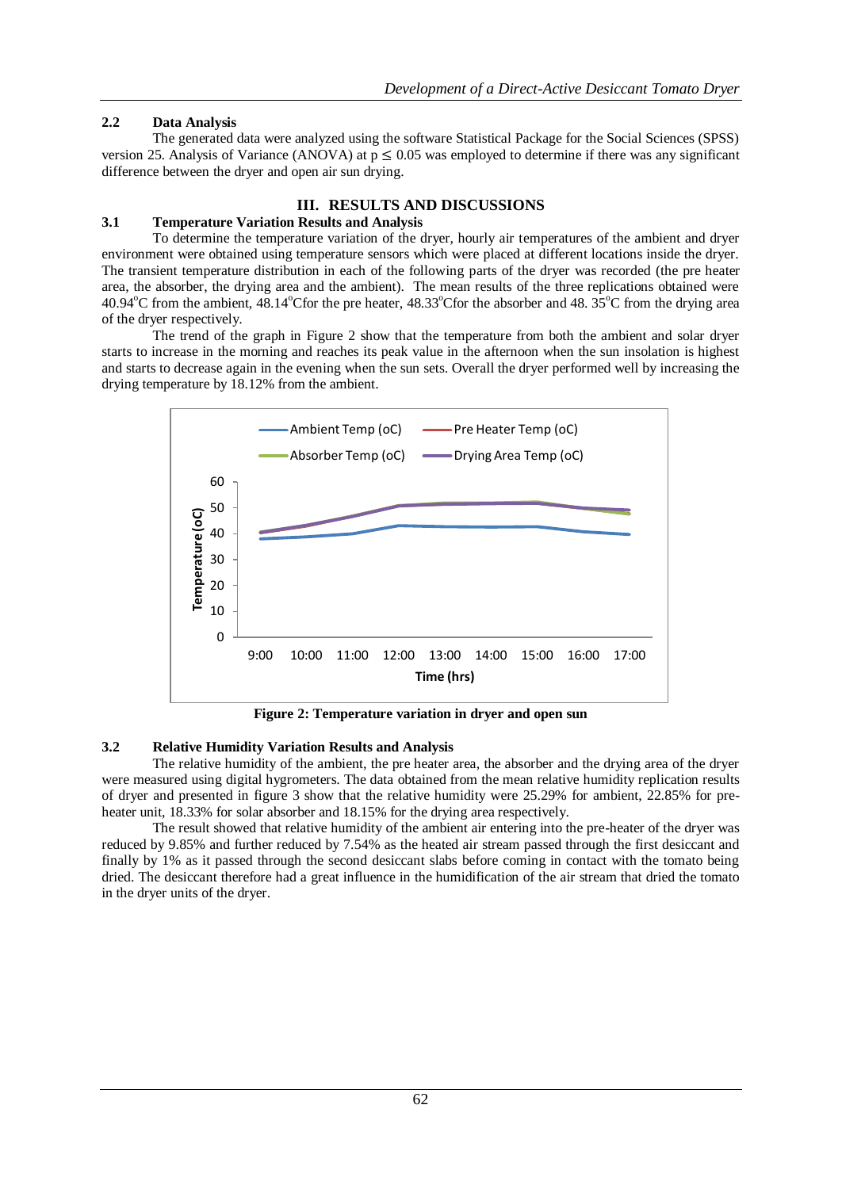### 2.2 Data Analysis

The generated data were analyzed using the software Statistical Package for the Social Sciences (SPSS) version 25. Analysis of Variance (ANOVA) at $p \leq 0.05$ was employed to determine if there was any significant difference between the dryer and open air sun drying.

## III. RESULTS AND DISCUSSIONS

### 3.1 Temperature Variation Results and Analysis

To determine the temperature variation of the dryer, hourly air temperatures of the ambient and dryer environment were obtained using temperature sensors which were placed at different locations inside the dryer. The transient temperature distribution in each of the following parts of the dryer was recorded (the pre heater area, the absorber, the drying area and the ambient). The mean results of the three replications obtained were 40.94°C from the ambient, 48.14°Cfor the pre heater, 48.33°Cfor the absorber and 48. 35°C from the drying area of the dryer respectively.

The trend of the graph in Figure 2 show that the temperature from both the ambient and solar dryer starts to increase in the morning and reaches its peak value in the afternoon when the sun insolation is highest and starts to decrease again in the evening when the sun sets. Overall the dryer performed well by increasing the drying temperature by 18.12% from the ambient.

**Figure 2: Temperature variation in dryer and open sun**

### 3.2 Relative Humidity Variation Results and Analysis

The relative humidity of the ambient, the pre heater area, the absorber and the drying area of the dryer were measured using digital hygrometers. The data obtained from the mean relative humidity replication results of dryer and presented in figure 3 show that the relative humidity were 25.29% for ambient, 22.85% for pre-heater unit, 18.33% for solar absorber and 18.15% for the drying area respectively.

The result showed that relative humidity of the ambient air entering into the pre-heater of the dryer was reduced by 9.85% and further reduced by 7.54% as the heated air stream passed through the first desiccant and finally by 1% as it passed through the second desiccant slabs before coming in contact with the tomato being dried. The desiccant therefore had a great influence in the humidification of the air stream that dried the tomato in the dryer units of the dryer.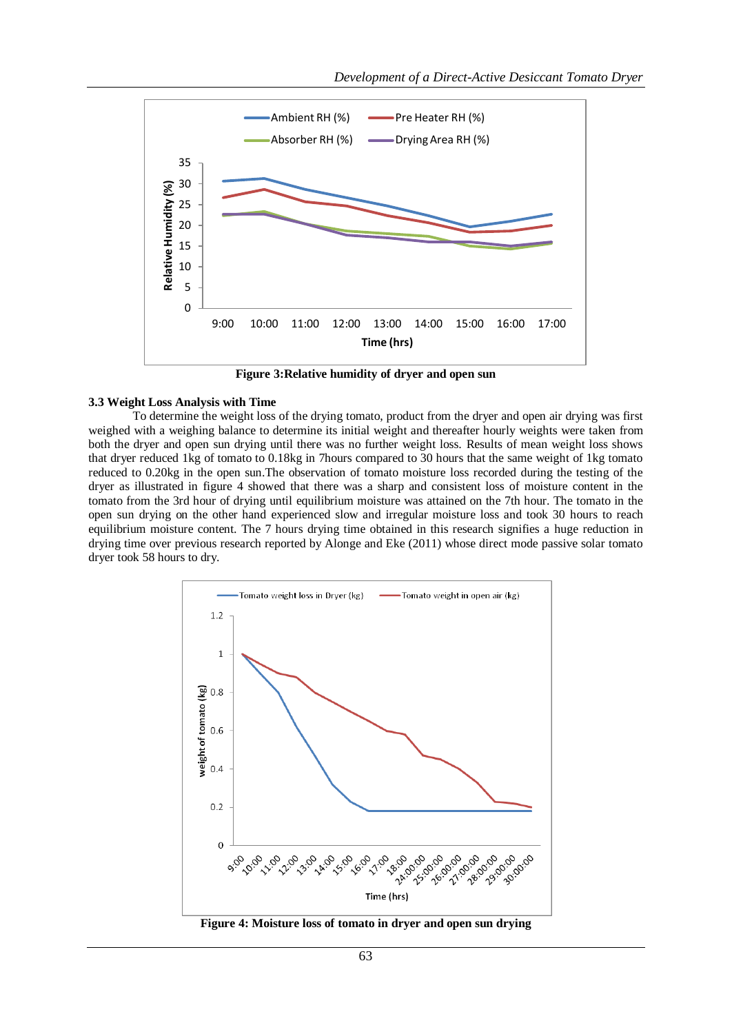Figure 3:Relative humidity of dryer and open sun

### 3.3 Weight Loss Analysis with Time

To determine the weight loss of the drying tomato, product from the dryer and open air drying was first weighed with a weighing balance to determine its initial weight and thereafter hourly weights were taken from both the dryer and open sun drying until there was no further weight loss. Results of mean weight loss shows that dryer reduced 1kg of tomato to 0.18kg in 7hours compared to 30 hours that the same weight of 1kg tomato reduced to 0.20kg in the open sun.The observation of tomato moisture loss recorded during the testing of the dryer as illustrated in figure 4 showed that there was a sharp and consistent loss of moisture content in the tomato from the 3rd hour of drying until equilibrium moisture was attained on the 7th hour. The tomato in the open sun drying on the other hand experienced slow and irregular moisture loss and took 30 hours to reach equilibrium moisture content. The 7 hours drying time obtained in this research signifies a huge reduction in drying time over previous research reported by Alonge and Eke (2011) whose direct mode passive solar tomato dryer took 58 hours to dry.

Figure 4: Moisture loss of tomato in dryer and open sun drying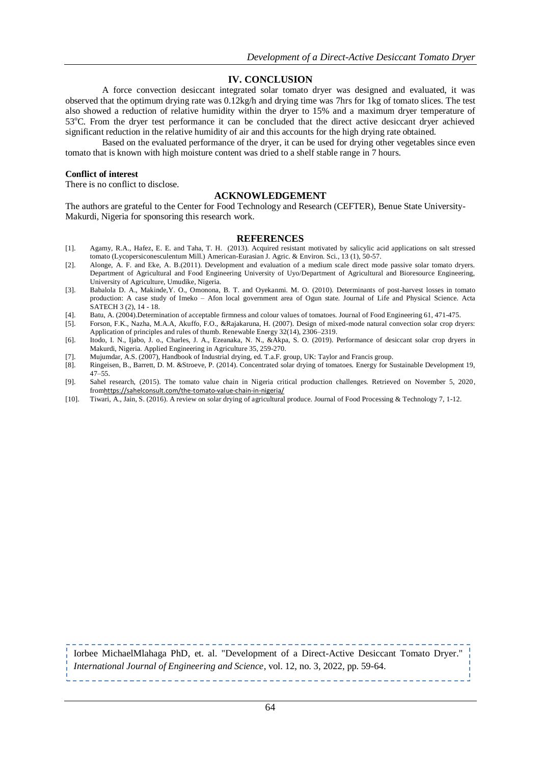## IV. CONCLUSION

A force convection desiccant integrated solar tomato dryer was designed and evaluated, it was observed that the optimum drying rate was 0.12kg/h and drying time was 7hrs for 1kg of tomato slices. The test also showed a reduction of relative humidity within the dryer to 15% and a maximum dryer temperature of 53$^{o}$C. From the dryer test performance it can be concluded that the direct active desiccant dryer achieved significant reduction in the relative humidity of air and this accounts for the high drying rate obtained.

Based on the evaluated performance of the dryer, it can be used for drying other vegetables since even tomato that is known with high moisture content was dried to a shelf stable range in 7 hours.

**Conflict of interest**

There is no conflict to disclose.

## ACKNOWLEDGEMENT

The authors are grateful to the Center for Food Technology and Research (CEFTER), Benue State University-Makurdi, Nigeria for sponsoring this research work.

## REFERENCES

[1]. Agamy, R.A., Hafez, E. E. and Taha, T. H. (2013). Acquired resistant motivated by salicylic acid applications on salt stressed tomato (Lycopersiconesculentum Mill.) American-Eurasian J. Agric. & Environ. Sci., 13 (1), 50-57.

[2]. Alonge, A. F. and Eke, A. B.(2011). Development and evaluation of a medium scale direct mode passive solar tomato dryers. Department of Agricultural and Food Engineering University of Uyo/Department of Agricultural and Bioresource Engineering, University of Agriculture, Umudike, Nigeria.

[3]. Babalola D. A., Makinde,Y. O., Omonona, B. T. and Oyekanmi. M. O. (2010). Determinants of post-harvest losses in tomato production: A case study of Imeko – Afon local government area of Ogun state. Journal of Life and Physical Science. Acta SATECH 3 (2), 14 - 18.

[4]. Batu, A. (2004).Determination of acceptable firmness and colour values of tomatoes. Journal of Food Engineering 61, 471-475.

[5]. Forson, F.K., Nazha, M.A.A, Akuffo, F.O., &Rajakaruna, H. (2007). Design of mixed-mode natural convection solar crop dryers: Application of principles and rules of thumb. Renewable Energy 32(14), 2306–2319.

[6]. Itodo, I. N., Ijabo, J. o., Charles, J. A., Ezeanaka, N. N., &Akpa, S. O. (2019). Performance of desiccant solar crop dryers in Makurdi, Nigeria. Applied Engineering in Agriculture 35, 259-270.

[7]. Mujumdar, A.S. (2007), Handbook of Industrial drying, ed. T.a.F. group, UK: Taylor and Francis group.

[8]. Ringeisen, B., Barrett, D. M. &Stroeve, P. (2014). Concentrated solar drying of tomatoes. Energy for Sustainable Development 19, 47–55.

[9]. Sahel research, (2015). The tomato value chain in Nigeria critical production challenges. Retrieved on November 5, 2020, fromhttps://sahelconsult.com/the-tomato-value-chain-in-nigeria/

[10]. Tiwari, A., Jain, S. (2016). A review on solar drying of agricultural produce. Journal of Food Processing & Technology 7, 1-12.

Iorbee MichaelMlahaga PhD, et. al. "Development of a Direct-Active Desiccant Tomato Dryer." *International Journal of Engineering and Science*, vol. 12, no. 3, 2022, pp. 59-64.